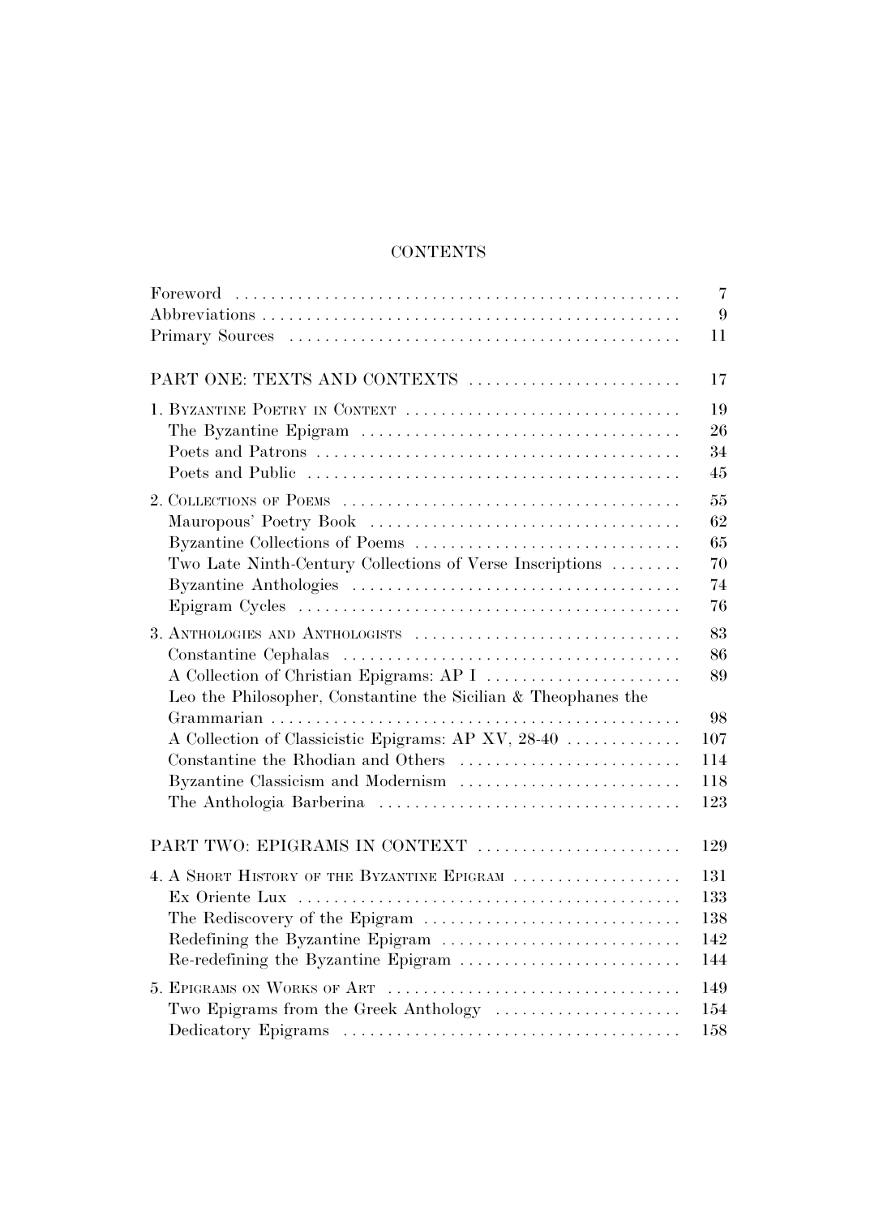# CONTENTS

| | |
|---|---|
| Foreword | 7 |
| Abbreviations | 9 |
| Primary Sources | 11 |
| PART ONE: TEXTS AND CONTEXTS | 17 |
| 1. Byzantine Poetry in Context | 19 |
| The Byzantine Epigram | 26 |
| Poets and Patrons | 34 |
| Poets and Public | 45 |
| 2. Collections of Poems | 55 |
| Mauropous' Poetry Book | 62 |
| Byzantine Collections of Poems | 65 |
| Two Late Ninth-Century Collections of Verse Inscriptions | 70 |
| Byzantine Anthologies | 74 |
| Epigram Cycles | 76 |
| 3. Anthologies and Anthologists | 83 |
| Constantine Cephalas | 86 |
| A Collection of Christian Epigrams: AP I | 89 |
| Leo the Philosopher, Constantine the Sicilian & Theophanes the Grammarian | 98 |
| A Collection of Classicistic Epigrams: AP XV, 28-40 | 107 |
| Constantine the Rhodian and Others | 114 |
| Byzantine Classicism and Modernism | 118 |
| The Anthologia Barberina | 123 |
| PART TWO: EPIGRAMS IN CONTEXT | 129 |
| 4. A Short History of the Byzantine Epigram | 131 |
| Ex Oriente Lux | 133 |
| The Rediscovery of the Epigram | 138 |
| Redefining the Byzantine Epigram | 142 |
| Re-redefining the Byzantine Epigram | 144 |
| 5. Epigrams on Works of Art | 149 |
| Two Epigrams from the Greek Anthology | 154 |
| Dedicatory Epigrams | 158 |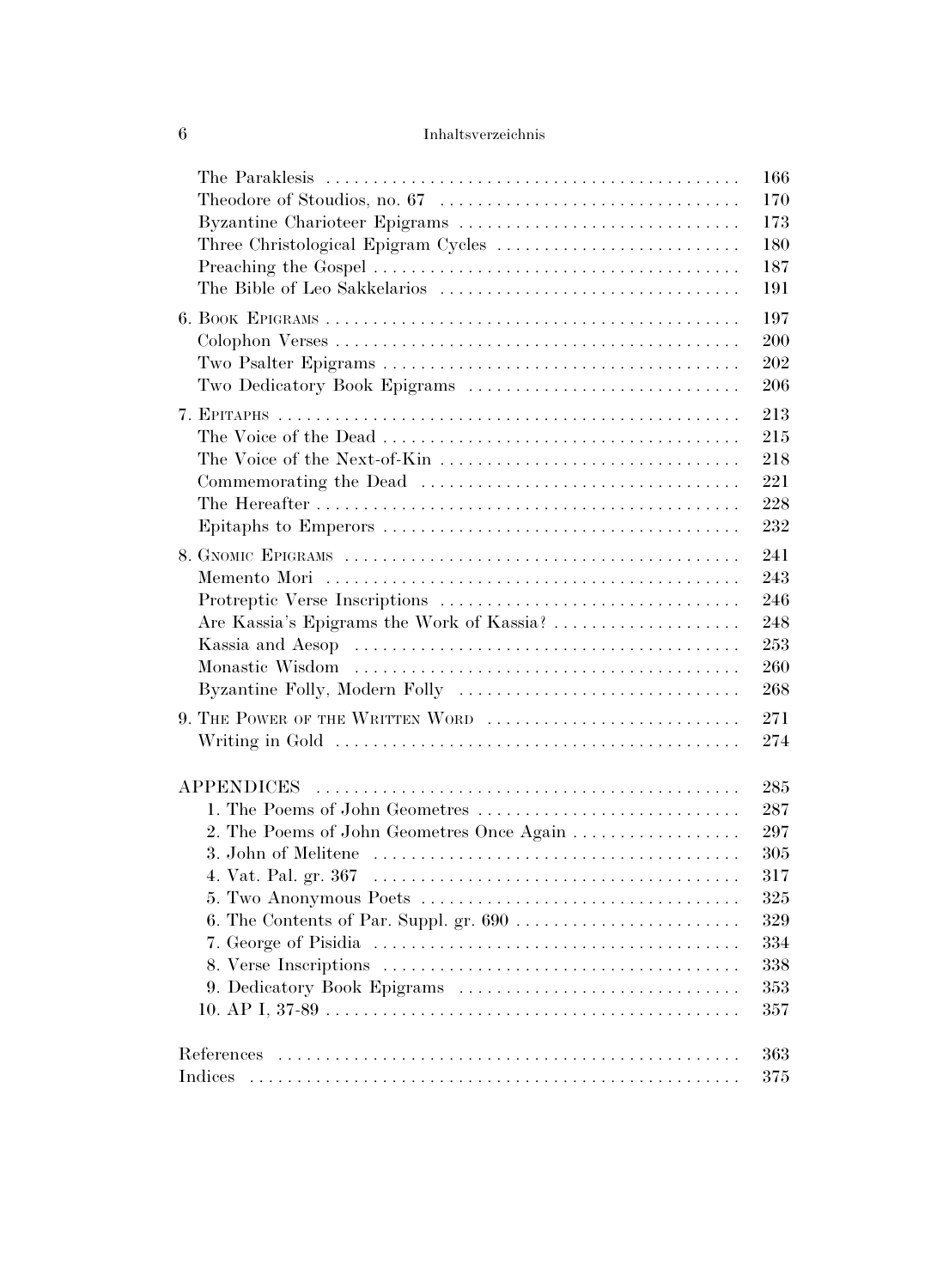| | |
|---|---|
| The Paraklesis | 166 |
| Theodore of Stoudios, no. 67 | 170 |
| Byzantine Charioteer Epigrams | 173 |
| Three Christological Epigram Cycles | 180 |
| Preaching the Gospel | 187 |
| The Bible of Leo Sakkelarios | 191 |
| 6. Book Epigrams | 197 |
| Colophon Verses | 200 |
| Two Psalter Epigrams | 202 |
| Two Dedicatory Book Epigrams | 206 |
| 7. Epitaphs | 213 |
| The Voice of the Dead | 215 |
| The Voice of the Next-of-Kin | 218 |
| Commemorating the Dead | 221 |
| The Hereafter | 228 |
| Epitaphs to Emperors | 232 |
| 8. Gnomic Epigrams | 241 |
| Memento Mori | 243 |
| Protreptic Verse Inscriptions | 246 |
| Are Kassia's Epigrams the Work of Kassia? | 248 |
| Kassia and Aesop | 253 |
| Monastic Wisdom | 260 |
| Byzantine Folly, Modern Folly | 268 |
| 9. The Power of the Written Word | 271 |
| Writing in Gold | 274 |
| APPENDICES | 285 |
| 1. The Poems of John Geometres | 287 |
| 2. The Poems of John Geometres Once Again | 297 |
| 3. John of Melitene | 305 |
| 4. Vat. Pal. gr. 367 | 317 |
| 5. Two Anonymous Poets | 325 |
| 6. The Contents of Par. Suppl. gr. 690 | 329 |
| 7. George of Pisidia | 334 |
| 8. Verse Inscriptions | 338 |
| 9. Dedicatory Book Epigrams | 353 |
| 10. AP I, 37-89 | 357 |
| References | 363 |
| Indices | 375 |